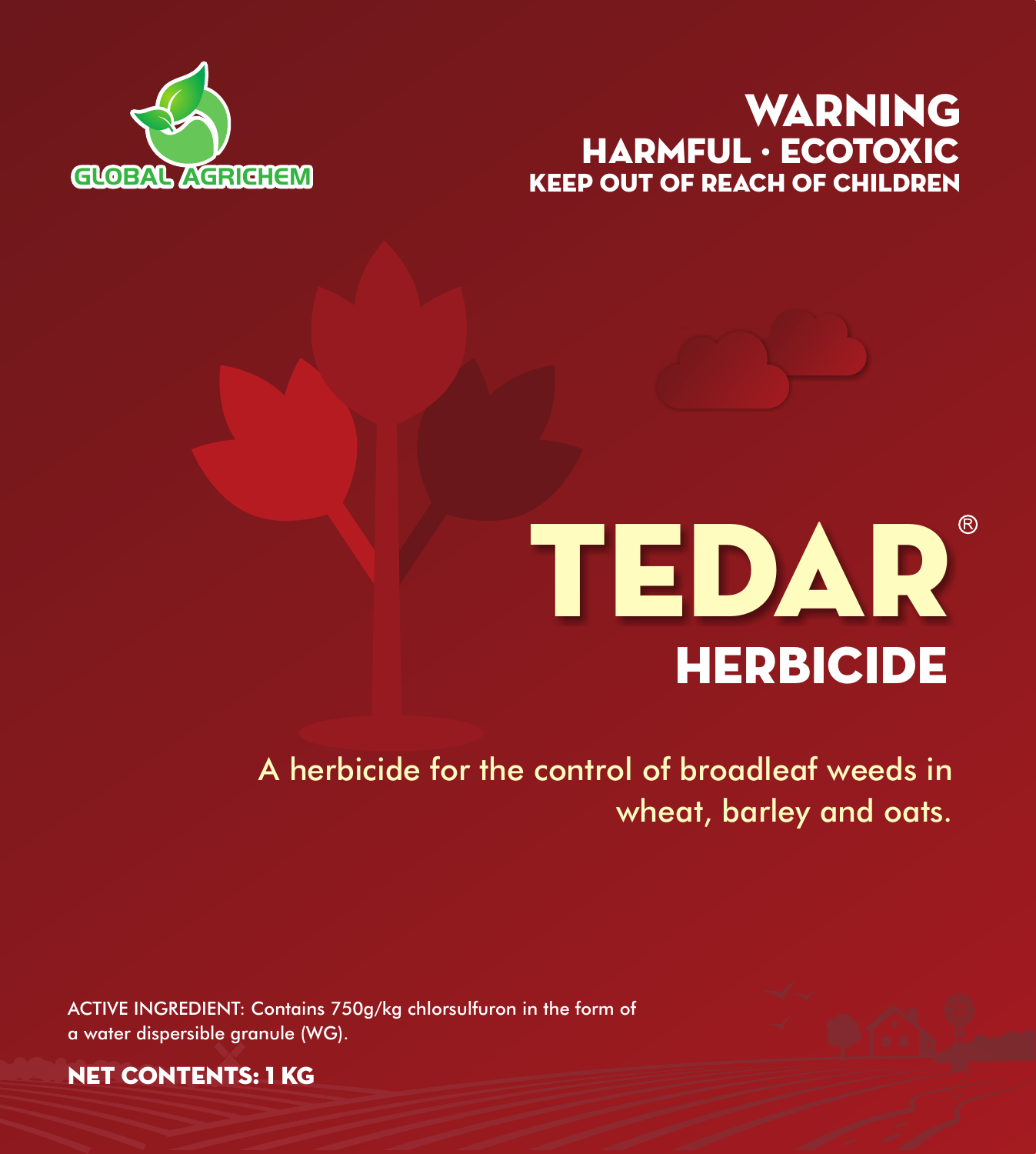GLOBAL AGRICHEM

**WARNING**
**HARMFUL · ECOTOXIC**
**KEEP OUT OF REACH OF CHILDREN**

# TEDAR®

## HERBICIDE

A herbicide for the control of broadleaf weeds in wheat, barley and oats.

ACTIVE INGREDIENT: Contains 750g/kg chlorsulfuron in the form of a water dispersible granule (WG).

**NET CONTENTS: 1 KG**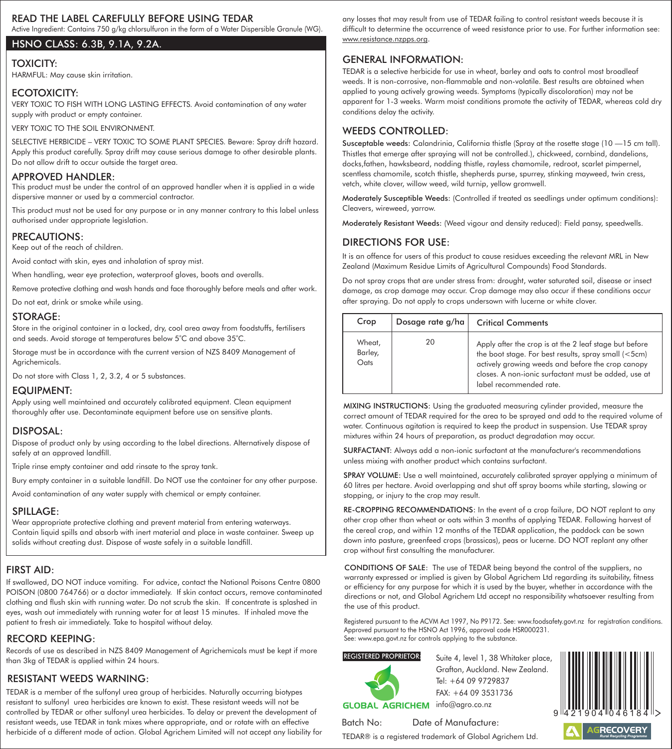# READ THE LABEL CAREFULLY BEFORE USING TEDAR

Active Ingredient: Contains 750 g/kg chlorsulfuron in the form of a Water Dispersible Granule (WG).

## HSNO CLASS: 6.3B, 9.1A, 9.2A.

## TOXICITY:

HARMFUL: May cause skin irritation.

## ECOTOXICITY:

VERY TOXIC TO FISH WITH LONG LASTING EFFECTS. Avoid contamination of any water supply with product or empty container.

VERY TOXIC TO THE SOIL ENVIRONMENT.

SELECTIVE HERBICIDE – VERY TOXIC TO SOME PLANT SPECIES. Beware: Spray drift hazard. Apply this product carefully. Spray drift may cause serious damage to other desirable plants. Do not allow drift to occur outside the target area.

## APPROVED HANDLER:

This product must be under the control of an approved handler when it is applied in a wide dispersive manner or used by a commercial contractor.

This product must not be used for any purpose or in any manner contrary to this label unless authorised under appropriate legislation.

## PRECAUTIONS:

Keep out of the reach of children.

Avoid contact with skin, eyes and inhalation of spray mist.

When handling, wear eye protection, waterproof gloves, boots and overalls.

Remove protective clothing and wash hands and face thoroughly before meals and after work.

Do not eat, drink or smoke while using.

## STORAGE:

Store in the original container in a locked, dry, cool area away from foodstuffs, fertilisers and seeds. Avoid storage at temperatures below 5°C and above 35°C.

Storage must be in accordance with the current version of NZS 8409 Management of Agrichemicals.

Do not store with Class 1, 2, 3.2, 4 or 5 substances.

## EQUIPMENT:

Apply using well maintained and accurately calibrated equipment. Clean equipment thoroughly after use. Decontaminate equipment before use on sensitive plants.

## DISPOSAL:

Dispose of product only by using according to the label directions. Alternatively dispose of safely at an approved landfill.

Triple rinse empty container and add rinsate to the spray tank.

Bury empty container in a suitable landfill. Do NOT use the container for any other purpose.

Avoid contamination of any water supply with chemical or empty container.

## SPILLAGE:

Wear appropriate protective clothing and prevent material from entering waterways. Contain liquid spills and absorb with inert material and place in waste container. Sweep up solids without creating dust. Dispose of waste safely in a suitable landfill.

## FIRST AID:

If swallowed, DO NOT induce vomiting. For advice, contact the National Poisons Centre 0800 POISON (0800 764766) or a doctor immediately. If skin contact occurs, remove contaminated clothing and flush skin with running water. Do not scrub the skin. If concentrate is splashed in eyes, wash out immediately with running water for at least 15 minutes. If inhaled move the patient to fresh air immediately. Take to hospital without delay.

## RECORD KEEPING:

Records of use as described in NZS 8409 Management of Agrichemicals must be kept if more than 3kg of TEDAR is applied within 24 hours.

## RESISTANT WEEDS WARNING:

TEDAR is a member of the sulfonyl urea group of herbicides. Naturally occurring biotypes resistant to sulfonyl urea herbicides are known to exist. These resistant weeds will not be controlled by TEDAR or other sulfonyl urea herbicides. To delay or prevent the development of resistant weeds, use TEDAR in tank mixes where appropriate, and or rotate with an effective herbicide of a different mode of action. Global Agrichem Limited will not accept any liability for any losses that may result from use of TEDAR failing to control resistant weeds because it is difficult to determine the occurrence of weed resistance prior to use. For further information see: www.resistance.nzpps.org.

## GENERAL INFORMATION:

TEDAR is a selective herbicide for use in wheat, barley and oats to control most broadleaf weeds. It is non-corrosive, non-flammable and non-volatile. Best results are obtained when applied to young actively growing weeds. Symptoms (typically discoloration) may not be apparent for 1-3 weeks. Warm moist conditions promote the activity of TEDAR, whereas cold dry conditions delay the activity.

## WEEDS CONTROLLED:

**Susceptable weeds**: Calandrinia, California thistle (Spray at the rosette stage (10 —15 cm tall). Thistles that emerge after spraying will not be controlled.), chickweed, cornbind, dandelions, docks,fathen, hawksbeard, nodding thistle, rayless chamomile, redroot, scarlet pimpernel, scentless chamomile, scotch thistle, shepherds purse, spurrey, stinking mayweed, twin cress, vetch, white clover, willow weed, wild turnip, yellow gromwell.

**Moderately Susceptible Weeds**: (Controlled if treated as seedlings under optimum conditions): Cleavers, wireweed, yarrow.

**Moderately Resistant Weeds**: (Weed vigour and density reduced): Field pansy, speedwells.

## DIRECTIONS FOR USE:

It is an offence for users of this product to cause residues exceeding the relevant MRL in New Zealand (Maximum Residue Limits of Agricultural Compounds) Food Standards.

Do not spray crops that are under stress from: drought, water saturated soil, disease or insect damage, as crop damage may occur. Crop damage may also occur if these conditions occur after spraying. Do not apply to crops undersown with lucerne or white clover.

| Crop | Dosage rate g/ha | Critical Comments |
|---|---|---|
| Wheat, Barley, Oats | 20 | Apply after the crop is at the 2 leaf stage but before the boot stage. For best results, spray small (<5cm) actively growing weeds and before the crop canopy closes. A non-ionic surfactant must be added, use at label recommended rate. |

**MIXING INSTRUCTIONS**: Using the graduated measuring cylinder provided, measure the correct amount of TEDAR required for the area to be sprayed and add to the required volume of water. Continuous agitation is required to keep the product in suspension. Use TEDAR spray mixtures within 24 hours of preparation, as product degradation may occur.

**SURFACTANT**: Always add a non-ionic surfactant at the manufacturer's recommendations unless mixing with another product which contains surfactant.

**SPRAY VOLUME**: Use a well maintained, accurately calibrated sprayer applying a minimum of 60 litres per hectare. Avoid overlapping and shut off spray booms while starting, slowing or stopping, or injury to the crop may result.

**RE-CROPPING RECOMMENDATIONS**: In the event of a crop failure, DO NOT replant to any other crop other than wheat or oats within 3 months of applying TEDAR. Following harvest of the cereal crop, and within 12 months of the TEDAR application, the paddock can be sown down into pasture, greenfeed crops (brassicas), peas or lucerne. DO NOT replant any other crop without first consulting the manufacturer.

**CONDITIONS OF SALE**: The use of TEDAR being beyond the control of the suppliers, no warranty expressed or implied is given by Global Agrichem Ltd regarding its suitability, fitness or efficiency for any purpose for which it is used by the buyer, whether in accordance with the directions or not, and Global Agrichem Ltd accept no responsibility whatsoever resulting from the use of this product.

Registered pursuant to the ACVM Act 1997, No P9172. See: www.foodsafety.govt.nz for registration conditions.
Approved pursuant to the HSNO Act 1996, approval code HSR000231.
See: www.epa.govt.nz for controls applying to the substance.

REGISTERED PROPRIETOR:

GLOBAL AGRICHEM

Suite 4, level 1, 38 Whitaker place,
Grafton, Auckland. New Zealand.
Tel: +64 09 9729837
FAX: +64 09 3531736
info@agro.co.nz

9 421904 046184

Batch No: Date of Manufacture:

TEDAR® is a registered trademark of Global Agrichem Ltd.

AGRECOVERY Rural Recycling Programme